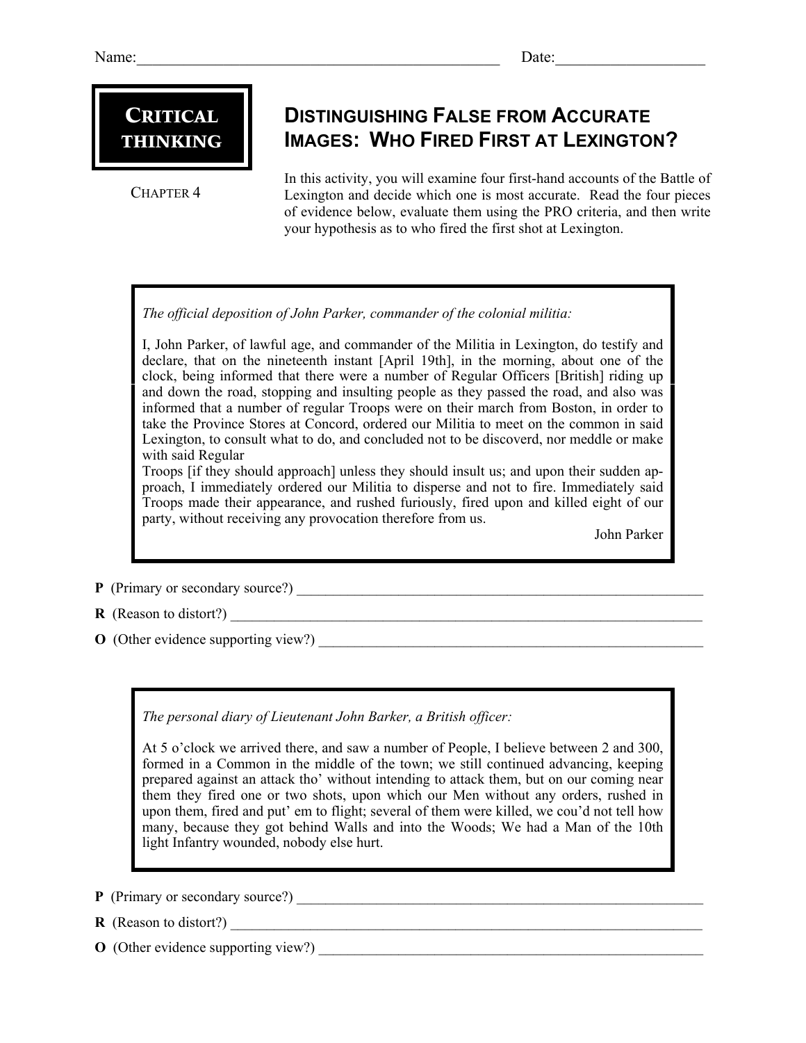Name:_______________________________________________ Date:__________________

**CRITICAL THINKING**

CHAPTER 4

# DISTINGUISHING FALSE FROM ACCURATE IMAGES: WHO FIRED FIRST AT LEXINGTON?

In this activity, you will examine four first-hand accounts of the Battle of Lexington and decide which one is most accurate. Read the four pieces of evidence below, evaluate them using the PRO criteria, and then write your hypothesis as to who fired the first shot at Lexington.

---

*The official deposition of John Parker, commander of the colonial militia:*

I, John Parker, of lawful age, and commander of the Militia in Lexington, do testify and declare, that on the nineteenth instant [April 19th], in the morning, about one of the clock, being informed that there were a number of Regular Officers [British] riding up and down the road, stopping and insulting people as they passed the road, and also was informed that a number of regular Troops were on their march from Boston, in order to take the Province Stores at Concord, ordered our Militia to meet on the common in said Lexington, to consult what to do, and concluded not to be discoverd, nor meddle or make with said Regular
Troops [if they should approach] unless they should insult us; and upon their sudden approach, I immediately ordered our Militia to disperse and not to fire. Immediately said Troops made their appearance, and rushed furiously, fired upon and killed eight of our party, without receiving any provocation therefore from us.

John Parker

---

**P** (Primary or secondary source?) ____________________________________________

**R** (Reason to distort?) ____________________________________________

**O** (Other evidence supporting view?) ____________________________________________

---

*The personal diary of Lieutenant John Barker, a British officer:*

At 5 o'clock we arrived there, and saw a number of People, I believe between 2 and 300, formed in a Common in the middle of the town; we still continued advancing, keeping prepared against an attack tho' without intending to attack them, but on our coming near them they fired one or two shots, upon which our Men without any orders, rushed in upon them, fired and put' em to flight; several of them were killed, we cou'd not tell how many, because they got behind Walls and into the Woods; We had a Man of the 10th light Infantry wounded, nobody else hurt.

---

**P** (Primary or secondary source?) ____________________________________________

**R** (Reason to distort?) ____________________________________________

**O** (Other evidence supporting view?) ____________________________________________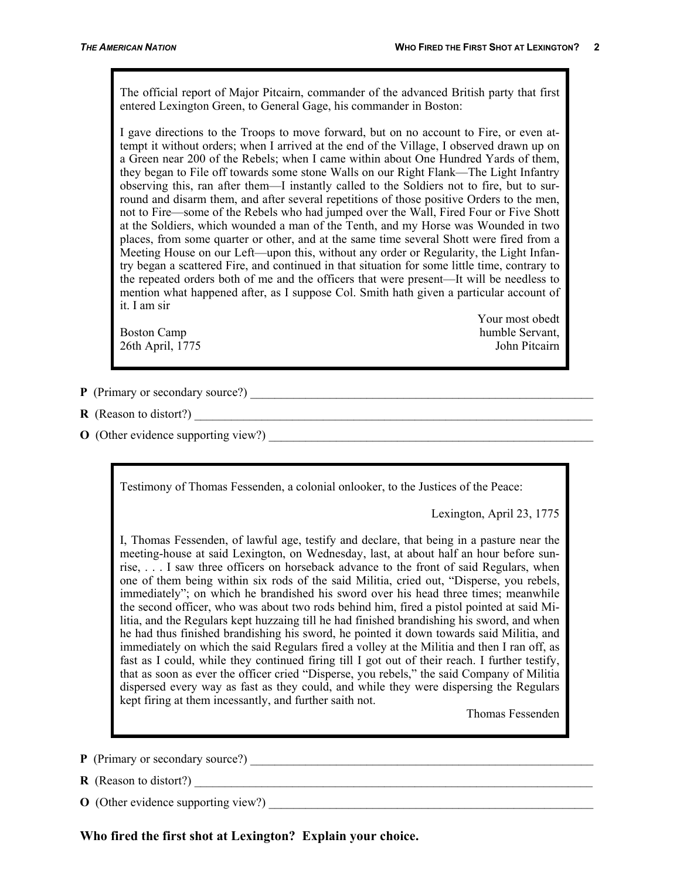The official report of Major Pitcairn, commander of the advanced British party that first entered Lexington Green, to General Gage, his commander in Boston:

I gave directions to the Troops to move forward, but on no account to Fire, or even attempt it without orders; when I arrived at the end of the Village, I observed drawn up on a Green near 200 of the Rebels; when I came within about One Hundred Yards of them, they began to File off towards some stone Walls on our Right Flank—The Light Infantry observing this, ran after them—I instantly called to the Soldiers not to fire, but to surround and disarm them, and after several repetitions of those positive Orders to the men, not to Fire—some of the Rebels who had jumped over the Wall, Fired Four or Five Shott at the Soldiers, which wounded a man of the Tenth, and my Horse was Wounded in two places, from some quarter or other, and at the same time several Shott were fired from a Meeting House on our Left—upon this, without any order or Regularity, the Light Infantry began a scattered Fire, and continued in that situation for some little time, contrary to the repeated orders both of me and the officers that were present—It will be needless to mention what happened after, as I suppose Col. Smith hath given a particular account of it. I am sir

Your most obedt
humble Servant,
John Pitcairn

Boston Camp
26th April, 1775

**P** (Primary or secondary source?) ____________________

**R** (Reason to distort?) ____________________

**O** (Other evidence supporting view?) ____________________

Testimony of Thomas Fessenden, a colonial onlooker, to the Justices of the Peace:

Lexington, April 23, 1775

I, Thomas Fessenden, of lawful age, testify and declare, that being in a pasture near the meeting-house at said Lexington, on Wednesday, last, at about half an hour before sunrise, . . . I saw three officers on horseback advance to the front of said Regulars, when one of them being within six rods of the said Militia, cried out, "Disperse, you rebels, immediately"; on which he brandished his sword over his head three times; meanwhile the second officer, who was about two rods behind him, fired a pistol pointed at said Militia, and the Regulars kept huzzaing till he had finished brandishing his sword, and when he had thus finished brandishing his sword, he pointed it down towards said Militia, and immediately on which the said Regulars fired a volley at the Militia and then I ran off, as fast as I could, while they continued firing till I got out of their reach. I further testify, that as soon as ever the officer cried "Disperse, you rebels," the said Company of Militia dispersed every way as fast as they could, and while they were dispersing the Regulars kept firing at them incessantly, and further saith not.

Thomas Fessenden

**P** (Primary or secondary source?) ____________________

**R** (Reason to distort?) ____________________

**O** (Other evidence supporting view?) ____________________

**Who fired the first shot at Lexington? Explain your choice.**